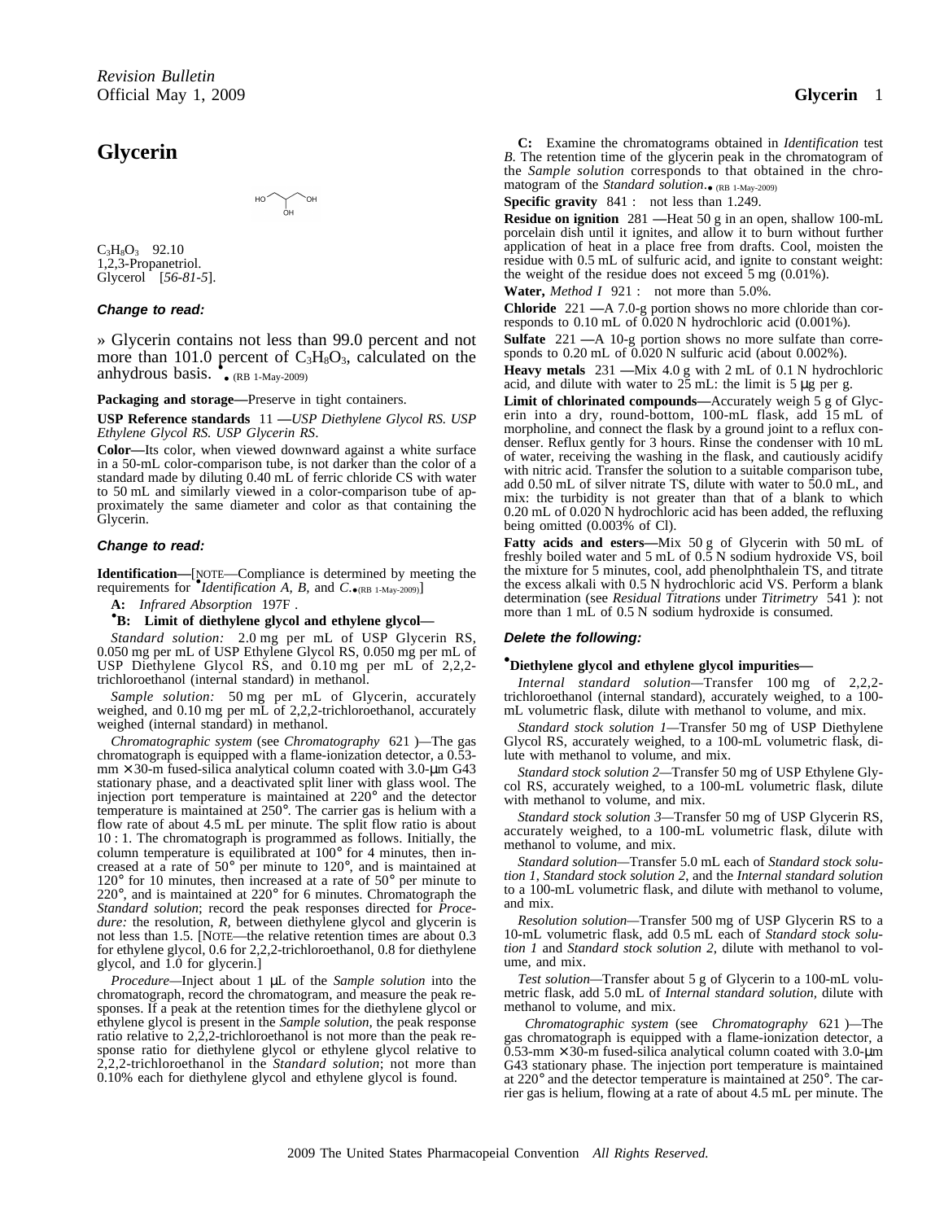# Glycerin

$C_3H_8O_3$ 92.10
1,2,3-Propanetriol.
Glycerol [*56-81-5*].

***Change to read:***

» Glycerin contains not less than 99.0 percent and not more than 101.0 percent of $C_3H_8O_3$, calculated on the anhydrous basis. • (RB 1-May-2009)

**Packaging and storage—**Preserve in tight containers.

**USP Reference standards** 〈11〉 **—***USP Diethylene Glycol RS. USP Ethylene Glycol RS. USP Glycerin RS*.

**Color—**Its color, when viewed downward against a white surface in a 50-mL color-comparison tube, is not darker than the color of a standard made by diluting 0.40 mL of ferric chloride CS with water to 50 mL and similarly viewed in a color-comparison tube of approximately the same diameter and color as that containing the Glycerin.

***Change to read:***

**Identification—**[NOTE—Compliance is determined by meeting the requirements for •*Identification A, B,* and *C*.•(RB 1-May-2009)]

**A:** *Infrared Absorption* 〈197F〉.

•**B: Limit of diethylene glycol and ethylene glycol—**

*Standard solution:* 2.0 mg per mL of USP Glycerin RS, 0.050 mg per mL of USP Ethylene Glycol RS, 0.050 mg per mL of USP Diethylene Glycol RS, and 0.10 mg per mL of 2,2,2-trichloroethanol (internal standard) in methanol.

*Sample solution:* 50 mg per mL of Glycerin, accurately weighed, and 0.10 mg per mL of 2,2,2-trichloroethanol, accurately weighed (internal standard) in methanol.

*Chromatographic system* (see *Chromatography* 〈621〉)—The gas chromatograph is equipped with a flame-ionization detector, a 0.53-mm × 30-m fused-silica analytical column coated with 3.0-µm G43 stationary phase, and a deactivated split liner with glass wool. The injection port temperature is maintained at 220° and the detector temperature is maintained at 250°. The carrier gas is helium with a flow rate of about 4.5 mL per minute. The split flow ratio is about 10 : 1. The chromatograph is programmed as follows. Initially, the column temperature is equilibrated at 100° for 4 minutes, then increased at a rate of 50° per minute to 120°, and is maintained at 120° for 10 minutes, then increased at a rate of 50° per minute to 220°, and is maintained at 220° for 6 minutes. Chromatograph the *Standard solution*; record the peak responses directed for *Procedure:* the resolution, *R*, between diethylene glycol and glycerin is not less than 1.5. [NOTE—the relative retention times are about 0.3 for ethylene glycol, 0.6 for 2,2,2-trichloroethanol, 0.8 for diethylene glycol, and 1.0 for glycerin.]

*Procedure—*Inject about 1 µL of the *Sample solution* into the chromatograph, record the chromatogram, and measure the peak responses. If a peak at the retention times for the diethylene glycol or ethylene glycol is present in the *Sample solution*, the peak response ratio relative to 2,2,2-trichloroethanol is not more than the peak response ratio for diethylene glycol or ethylene glycol relative to 2,2,2-trichloroethanol in the *Standard solution*; not more than 0.10% each for diethylene glycol and ethylene glycol is found.

**C:** Examine the chromatograms obtained in *Identification* test *B*. The retention time of the glycerin peak in the chromatogram of the *Sample solution* corresponds to that obtained in the chromatogram of the *Standard solution*.• (RB 1-May-2009)

**Specific gravity** 〈841〉: not less than 1.249.

**Residue on ignition** 〈281〉 **—**Heat 50 g in an open, shallow 100-mL porcelain dish until it ignites, and allow it to burn without further application of heat in a place free from drafts. Cool, moisten the residue with 0.5 mL of sulfuric acid, and ignite to constant weight: the weight of the residue does not exceed 5 mg (0.01%).

**Water,** *Method I* 〈921〉: not more than 5.0%.

**Chloride** 〈221〉 **—**A 7.0-g portion shows no more chloride than corresponds to 0.10 mL of 0.020 N hydrochloric acid (0.001%).

**Sulfate** 〈221〉 **—**A 10-g portion shows no more sulfate than corresponds to 0.20 mL of 0.020 N sulfuric acid (about 0.002%).

**Heavy metals** 〈231〉 **—**Mix 4.0 g with 2 mL of 0.1 N hydrochloric acid, and dilute with water to 25 mL: the limit is 5 µg per g.

**Limit of chlorinated compounds—**Accurately weigh 5 g of Glycerin into a dry, round-bottom, 100-mL flask, add 15 mL of morpholine, and connect the flask by a ground joint to a reflux condenser. Reflux gently for 3 hours. Rinse the condenser with 10 mL of water, receiving the washing in the flask, and cautiously acidify with nitric acid. Transfer the solution to a suitable comparison tube, add 0.50 mL of silver nitrate TS, dilute with water to 50.0 mL, and mix: the turbidity is not greater than that of a blank to which 0.20 mL of 0.020 N hydrochloric acid has been added, the refluxing being omitted (0.003% of Cl).

**Fatty acids and esters—**Mix 50 g of Glycerin with 50 mL of freshly boiled water and 5 mL of 0.5 N sodium hydroxide VS, boil the mixture for 5 minutes, cool, add phenolphthalein TS, and titrate the excess alkali with 0.5 N hydrochloric acid VS. Perform a blank determination (see *Residual Titrations* under *Titrimetry* 〈541〉): not more than 1 mL of 0.5 N sodium hydroxide is consumed.

***Delete the following:***

•**Diethylene glycol and ethylene glycol impurities—**

*Internal standard solution—*Transfer 100 mg of 2,2,2-trichloroethanol (internal standard), accurately weighed, to a 100-mL volumetric flask, dilute with methanol to volume, and mix.

*Standard stock solution 1—*Transfer 50 mg of USP Diethylene Glycol RS, accurately weighed, to a 100-mL volumetric flask, dilute with methanol to volume, and mix.

*Standard stock solution 2—*Transfer 50 mg of USP Ethylene Glycol RS, accurately weighed, to a 100-mL volumetric flask, dilute with methanol to volume, and mix.

*Standard stock solution 3—*Transfer 50 mg of USP Glycerin RS, accurately weighed, to a 100-mL volumetric flask, dilute with methanol to volume, and mix.

*Standard solution—*Transfer 5.0 mL each of *Standard stock solution 1*, *Standard stock solution 2*, and the *Internal standard solution* to a 100-mL volumetric flask, and dilute with methanol to volume, and mix.

*Resolution solution—*Transfer 500 mg of USP Glycerin RS to a 10-mL volumetric flask, add 0.5 mL each of *Standard stock solution 1* and *Standard stock solution 2*, dilute with methanol to volume, and mix.

*Test solution—*Transfer about 5 g of Glycerin to a 100-mL volumetric flask, add 5.0 mL of *Internal standard solution*, dilute with methanol to volume, and mix.

*Chromatographic system* (see *Chromatography* 〈621〉)—The gas chromatograph is equipped with a flame-ionization detector, a 0.53-mm × 30-m fused-silica analytical column coated with 3.0-µm G43 stationary phase. The injection port temperature is maintained at 220° and the detector temperature is maintained at 250°. The carrier gas is helium, flowing at a rate of about 4.5 mL per minute. The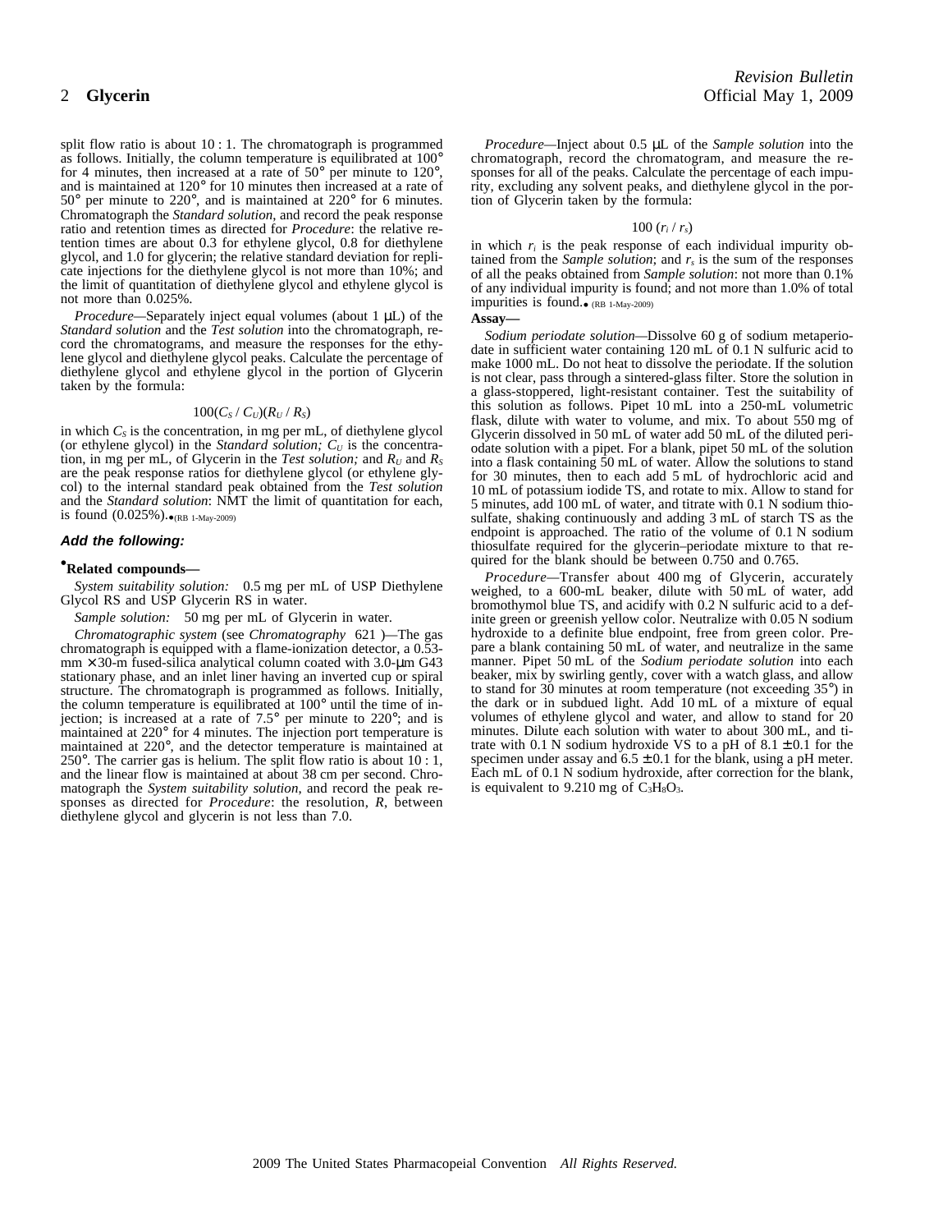split flow ratio is about 10 : 1. The chromatograph is programmed as follows. Initially, the column temperature is equilibrated at 100° for 4 minutes, then increased at a rate of 50° per minute to 120°, and is maintained at 120° for 10 minutes then increased at a rate of 50° per minute to 220°, and is maintained at 220° for 6 minutes. Chromatograph the *Standard solution*, and record the peak response ratio and retention times as directed for *Procedure*: the relative retention times are about 0.3 for ethylene glycol, 0.8 for diethylene glycol, and 1.0 for glycerin; the relative standard deviation for replicate injections for the diethylene glycol is not more than 10%; and the limit of quantitation of diethylene glycol and ethylene glycol is not more than 0.025%.

*Procedure*—Separately inject equal volumes (about 1 µL) of the *Standard solution* and the *Test solution* into the chromatograph, record the chromatograms, and measure the responses for the ethylene glycol and diethylene glycol peaks. Calculate the percentage of diethylene glycol and ethylene glycol in the portion of Glycerin taken by the formula:

$$100(C_S / C_U)(R_U / R_S)$$

in which $C_S$ is the concentration, in mg per mL, of diethylene glycol (or ethylene glycol) in the *Standard solution;* $C_U$ is the concentration, in mg per mL, of Glycerin in the *Test solution;* and $R_U$ and $R_S$ are the peak response ratios for diethylene glycol (or ethylene glycol) to the internal standard peak obtained from the *Test solution* and the *Standard solution*: NMT the limit of quantitation for each, is found (0.025%).●(RB 1-May-2009)

***Add the following:***

**●Related compounds—**

*System suitability solution:* 0.5 mg per mL of USP Diethylene Glycol RS and USP Glycerin RS in water.

*Sample solution:* 50 mg per mL of Glycerin in water.

*Chromatographic system* (see *Chromatography* 〈621〉)—The gas chromatograph is equipped with a flame-ionization detector, a 0.53-mm × 30-m fused-silica analytical column coated with 3.0-µm G43 stationary phase, and an inlet liner having an inverted cup or spiral structure. The chromatograph is programmed as follows. Initially, the column temperature is equilibrated at 100° until the time of injection; is increased at a rate of 7.5° per minute to 220°; and is maintained at 220° for 4 minutes. The injection port temperature is maintained at 220°, and the detector temperature is maintained at 250°. The carrier gas is helium. The split flow ratio is about 10 : 1, and the linear flow is maintained at about 38 cm per second. Chromatograph the *System suitability solution*, and record the peak responses as directed for *Procedure*: the resolution, *R*, between diethylene glycol and glycerin is not less than 7.0.

*Procedure*—Inject about 0.5 µL of the *Sample solution* into the chromatograph, record the chromatogram, and measure the responses for all of the peaks. Calculate the percentage of each impurity, excluding any solvent peaks, and diethylene glycol in the portion of Glycerin taken by the formula:

$$100\,(r_i / r_s)$$

in which $r_i$ is the peak response of each individual impurity obtained from the *Sample solution*; and $r_s$ is the sum of the responses of all the peaks obtained from *Sample solution*: not more than 0.1% of any individual impurity is found; and not more than 1.0% of total impurities is found.● (RB 1-May-2009)

**Assay—**

*Sodium periodate solution*—Dissolve 60 g of sodium metaperiodate in sufficient water containing 120 mL of 0.1 N sulfuric acid to make 1000 mL. Do not heat to dissolve the periodate. If the solution is not clear, pass through a sintered-glass filter. Store the solution in a glass-stoppered, light-resistant container. Test the suitability of this solution as follows. Pipet 10 mL into a 250-mL volumetric flask, dilute with water to volume, and mix. To about 550 mg of Glycerin dissolved in 50 mL of water add 50 mL of the diluted periodate solution with a pipet. For a blank, pipet 50 mL of the solution into a flask containing 50 mL of water. Allow the solutions to stand for 30 minutes, then to each add 5 mL of hydrochloric acid and 10 mL of potassium iodide TS, and rotate to mix. Allow to stand for 5 minutes, add 100 mL of water, and titrate with 0.1 N sodium thiosulfate, shaking continuously and adding 3 mL of starch TS as the endpoint is approached. The ratio of the volume of 0.1 N sodium thiosulfate required for the glycerin–periodate mixture to that required for the blank should be between 0.750 and 0.765.

*Procedure*—Transfer about 400 mg of Glycerin, accurately weighed, to a 600-mL beaker, dilute with 50 mL of water, add bromothymol blue TS, and acidify with 0.2 N sulfuric acid to a definite green or greenish yellow color. Neutralize with 0.05 N sodium hydroxide to a definite blue endpoint, free from green color. Prepare a blank containing 50 mL of water, and neutralize in the same manner. Pipet 50 mL of the *Sodium periodate solution* into each beaker, mix by swirling gently, cover with a watch glass, and allow to stand for 30 minutes at room temperature (not exceeding 35°) in the dark or in subdued light. Add 10 mL of a mixture of equal volumes of ethylene glycol and water, and allow to stand for 20 minutes. Dilute each solution with water to about 300 mL, and titrate with 0.1 N sodium hydroxide VS to a pH of 8.1 ± 0.1 for the specimen under assay and 6.5 ± 0.1 for the blank, using a pH meter. Each mL of 0.1 N sodium hydroxide, after correction for the blank, is equivalent to 9.210 mg of $C_3H_8O_3$.